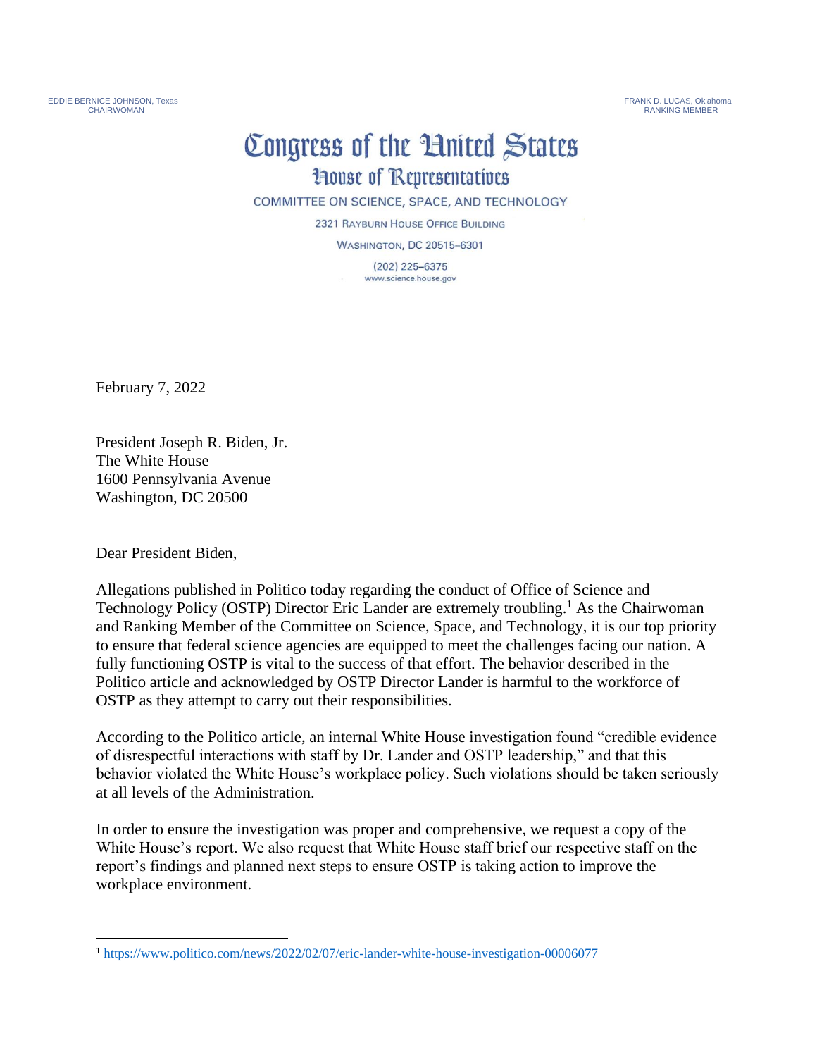EDDIE BERNICE JOHNSON, Texas
CHAIRWOMAN

FRANK D. LUCAS, Oklahoma
RANKING MEMBER

# Congress of the United States
## House of Representatives

COMMITTEE ON SCIENCE, SPACE, AND TECHNOLOGY

2321 RAYBURN HOUSE OFFICE BUILDING

WASHINGTON, DC 20515–6301

(202) 225–6375
www.science.house.gov

February 7, 2022

President Joseph R. Biden, Jr.
The White House
1600 Pennsylvania Avenue
Washington, DC 20500

Dear President Biden,

Allegations published in Politico today regarding the conduct of Office of Science and Technology Policy (OSTP) Director Eric Lander are extremely troubling.[1] As the Chairwoman and Ranking Member of the Committee on Science, Space, and Technology, it is our top priority to ensure that federal science agencies are equipped to meet the challenges facing our nation. A fully functioning OSTP is vital to the success of that effort. The behavior described in the Politico article and acknowledged by OSTP Director Lander is harmful to the workforce of OSTP as they attempt to carry out their responsibilities.

According to the Politico article, an internal White House investigation found "credible evidence of disrespectful interactions with staff by Dr. Lander and OSTP leadership," and that this behavior violated the White House's workplace policy. Such violations should be taken seriously at all levels of the Administration.

In order to ensure the investigation was proper and comprehensive, we request a copy of the White House's report. We also request that White House staff brief our respective staff on the report's findings and planned next steps to ensure OSTP is taking action to improve the workplace environment.

[1] https://www.politico.com/news/2022/02/07/eric-lander-white-house-investigation-00006077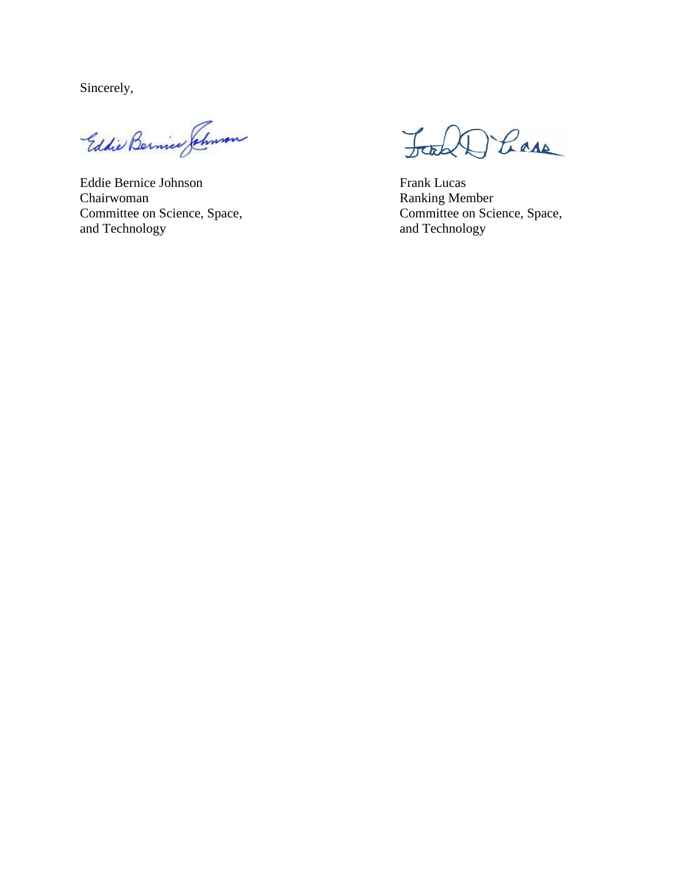Sincerely,

Eddie Bernice Johnson
Chairwoman
Committee on Science, Space, and Technology

Frank Lucas
Ranking Member
Committee on Science, Space, and Technology